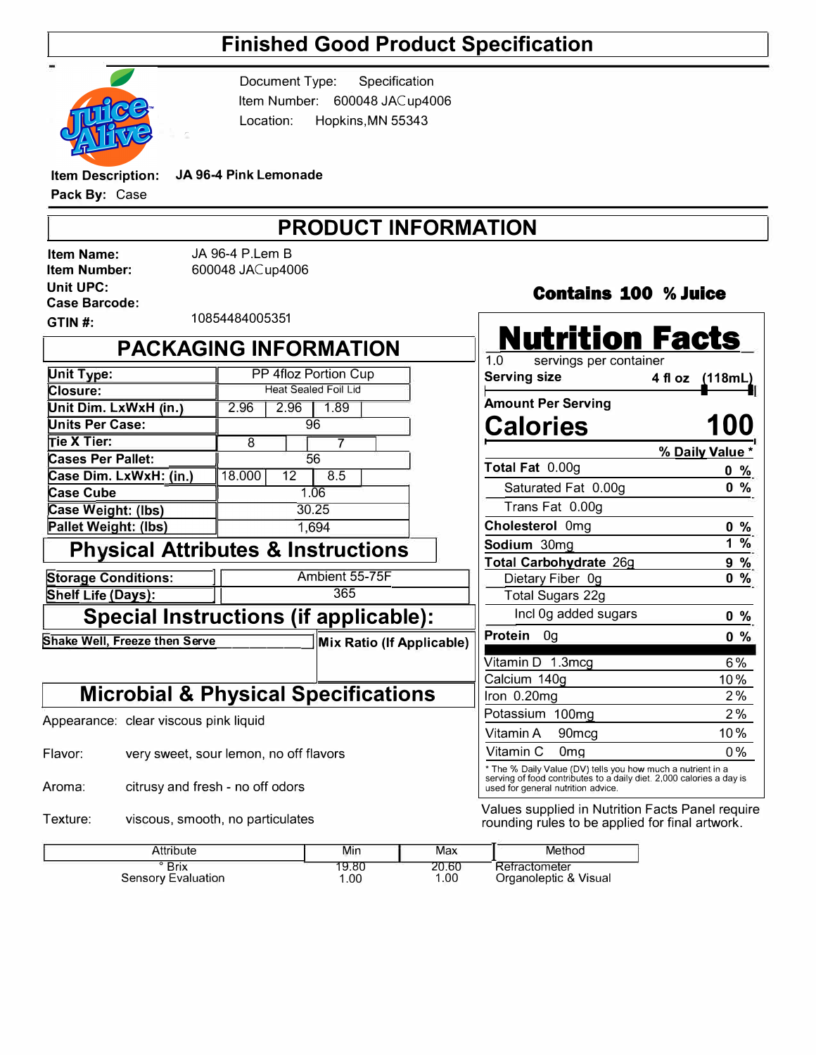# Finished Good Product Specification

Document Type: Specification
Item Number: 600048 JACup4006
Location: Hopkins,MN 55343

**Item Description:** JA 96-4 Pink Lemonade
**Pack By:** Case

## PRODUCT INFORMATION

**Item Name:** JA 96-4 P.Lem B
**Item Number:** 600048 JACup4006
**Unit UPC:**
**Case Barcode:**
**GTIN #:** 10854484005351

**Contains 100 % Juice**

## PACKAGING INFORMATION

| | | | |
|---|---|---|---|
| **Unit Type:** | PP 4floz Portion Cup | | |
| **Closure:** | Heat Sealed Foil Lid | | |
| **Unit Dim. LxWxH (in.)** | 2.96 | 2.96 | 1.89 |
| **Units Per Case:** | 96 | | |
| **Tie X Tier:** | 8 | 7 | |
| **Cases Per Pallet:** | 56 | | |
| **Case Dim. LxWxH: (in.)** | 18.000 | 12 | 8.5 |
| **Case Cube** | 1.06 | | |
| **Case Weight: (lbs)** | 30.25 | | |
| **Pallet Weight: (lbs)** | 1,694 | | |

## Physical Attributes & Instructions

| | |
|---|---|
| **Storage Conditions:** | Ambient 55-75F |
| **Shelf Life (Days):** | 365 |

## Special Instructions (if applicable):

**Shake Well, Freeze then Serve**

**Mix Ratio (If Applicable)**

## Microbial & Physical Specifications

Appearance: clear viscous pink liquid

Flavor: very sweet, sour lemon, no off flavors

Aroma: citrusy and fresh - no off odors

Texture: viscous, smooth, no particulates

| Attribute | Min | Max | Method |
|---|---|---|---|
| ° Brix | 19.80 | 20.60 | Refractometer |
| Sensory Evaluation | 1.00 | 1.00 | Organoleptic & Visual |

## Nutrition Facts

1.0 servings per container
**Serving size** 4 fl oz (118mL)

**Amount Per Serving**
**Calories 100**

| | % Daily Value * |
|---|---|
| **Total Fat** 0.00g | 0 % |
| Saturated Fat 0.00g | 0 % |
| Trans Fat 0.00g | |
| **Cholesterol** 0mg | 0 % |
| **Sodium** 30mg | 1 % |
| **Total Carbohydrate** 26g | 9 % |
| Dietary Fiber 0g | 0 % |
| Total Sugars 22g | |
| Incl 0g added sugars | 0 % |
| **Protein** 0g | 0 % |
| Vitamin D 1.3mcg | 6 % |
| Calcium 140g | 10 % |
| Iron 0.20mg | 2 % |
| Potassium 100mg | 2 % |
| Vitamin A 90mcg | 10 % |
| Vitamin C 0mg | 0 % |

* The % Daily Value (DV) tells you how much a nutrient in a serving of food contributes to a daily diet. 2,000 calories a day is used for general nutrition advice.

Values supplied in Nutrition Facts Panel require rounding rules to be applied for final artwork.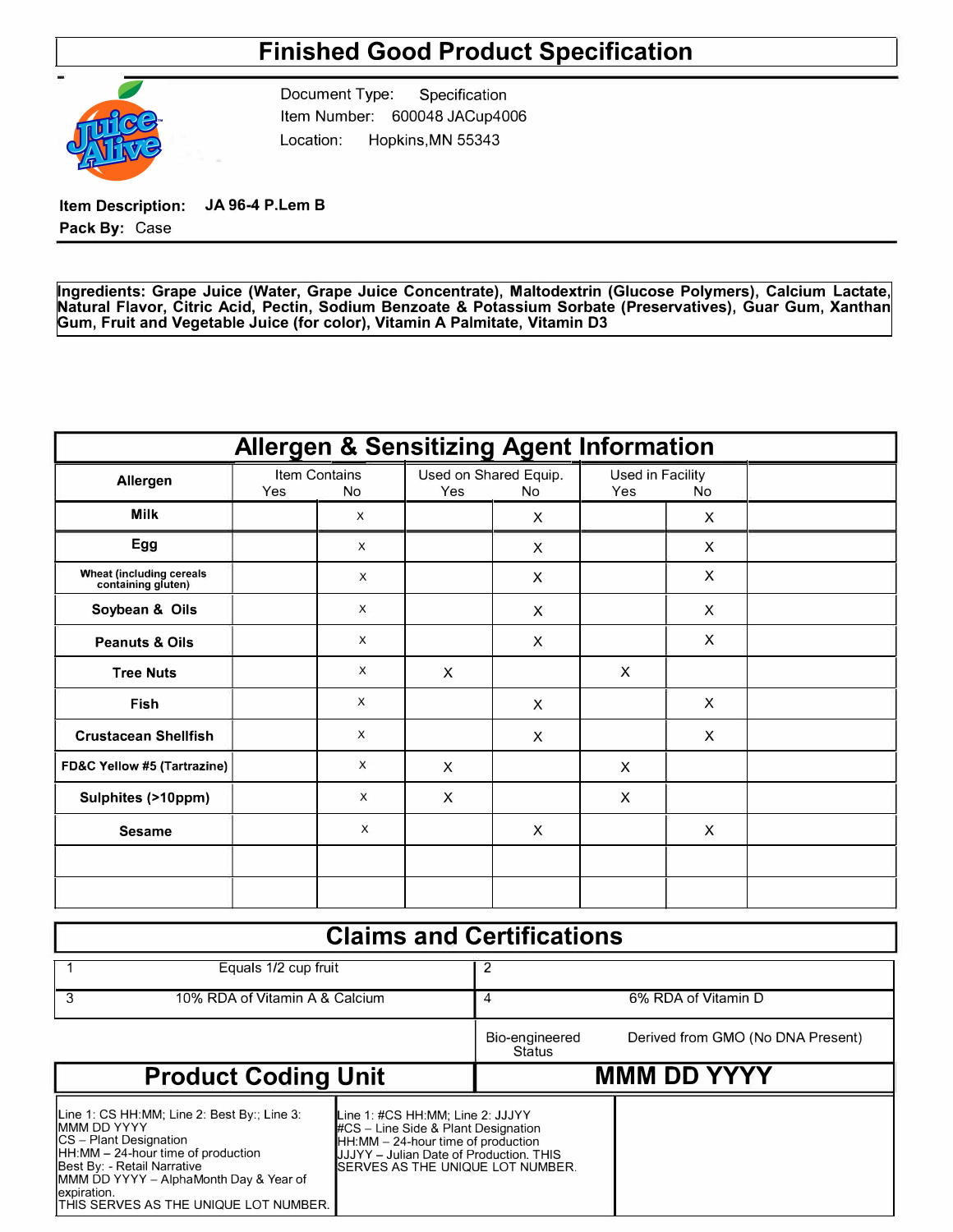# Finished Good Product Specification

Document Type: Specification
Item Number: 600048 JACup4006
Location: Hopkins,MN 55343

**Item Description:** **JA 96-4 P.Lem B**
**Pack By:** Case

**Ingredients: Grape Juice (Water, Grape Juice Concentrate), Maltodextrin (Glucose Polymers), Calcium Lactate, Natural Flavor, Citric Acid, Pectin, Sodium Benzoate & Potassium Sorbate (Preservatives), Guar Gum, Xanthan Gum, Fruit and Vegetable Juice (for color), Vitamin A Palmitate, Vitamin D3**

## Allergen & Sensitizing Agent Information

| Allergen | Item Contains Yes | Item Contains No | Used on Shared Equip. Yes | Used on Shared Equip. No | Used in Facility Yes | Used in Facility No | |
|---|---|---|---|---|---|---|---|
| Milk | | x | | X | | X | |
| Egg | | x | | X | | X | |
| Wheat (including cereals containing gluten) | | x | | X | | X | |
| Soybean & Oils | | x | | X | | X | |
| Peanuts & Oils | | x | | X | | X | |
| Tree Nuts | | x | X | | X | | |
| Fish | | x | | X | | X | |
| Crustacean Shellfish | | x | | X | | X | |
| FD&C Yellow #5 (Tartrazine) | | x | X | | X | | |
| Sulphites (>10ppm) | | x | X | | X | | |
| Sesame | | x | | X | | X | |
| | | | | | | | |
| | | | | | | | |

## Claims and Certifications

| | |
|---|---|
| 1 Equals 1/2 cup fruit | 2 |
| 3 10% RDA of Vitamin A & Calcium | 4 6% RDA of Vitamin D |
| | Bio-engineered Status: Derived from GMO (No DNA Present) |

## Product Coding Unit

**MMM DD YYYY**

| | | |
|---|---|---|
| Line 1: CS HH:MM; Line 2: Best By:; Line 3: MMM DD YYYY<br>CS – Plant Designation<br>HH:MM – 24-hour time of production<br>Best By: - Retail Narrative<br>MMM DD YYYY – AlphaMonth Day & Year of expiration.<br>THIS SERVES AS THE UNIQUE LOT NUMBER. | Line 1: #CS HH:MM; Line 2: JJJYY<br>#CS – Line Side & Plant Designation<br>HH:MM – 24-hour time of production<br>JJJYY – Julian Date of Production. THIS SERVES AS THE UNIQUE LOT NUMBER. | |